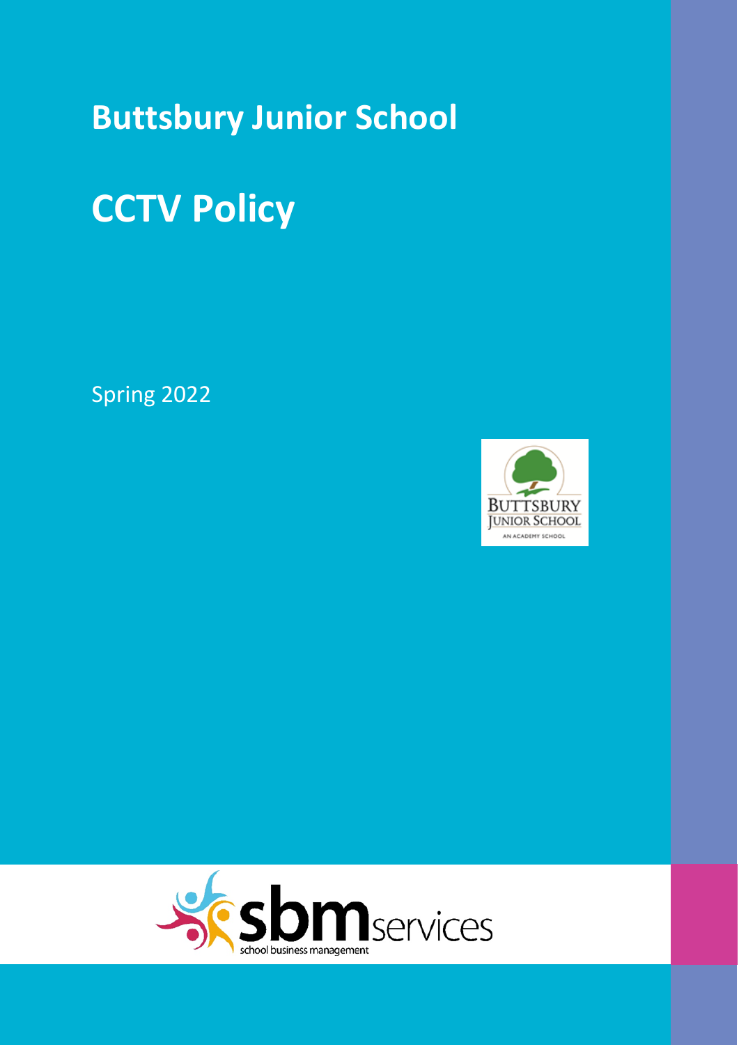# Buttsbury Junior School

# CCTV Policy

Spring 2022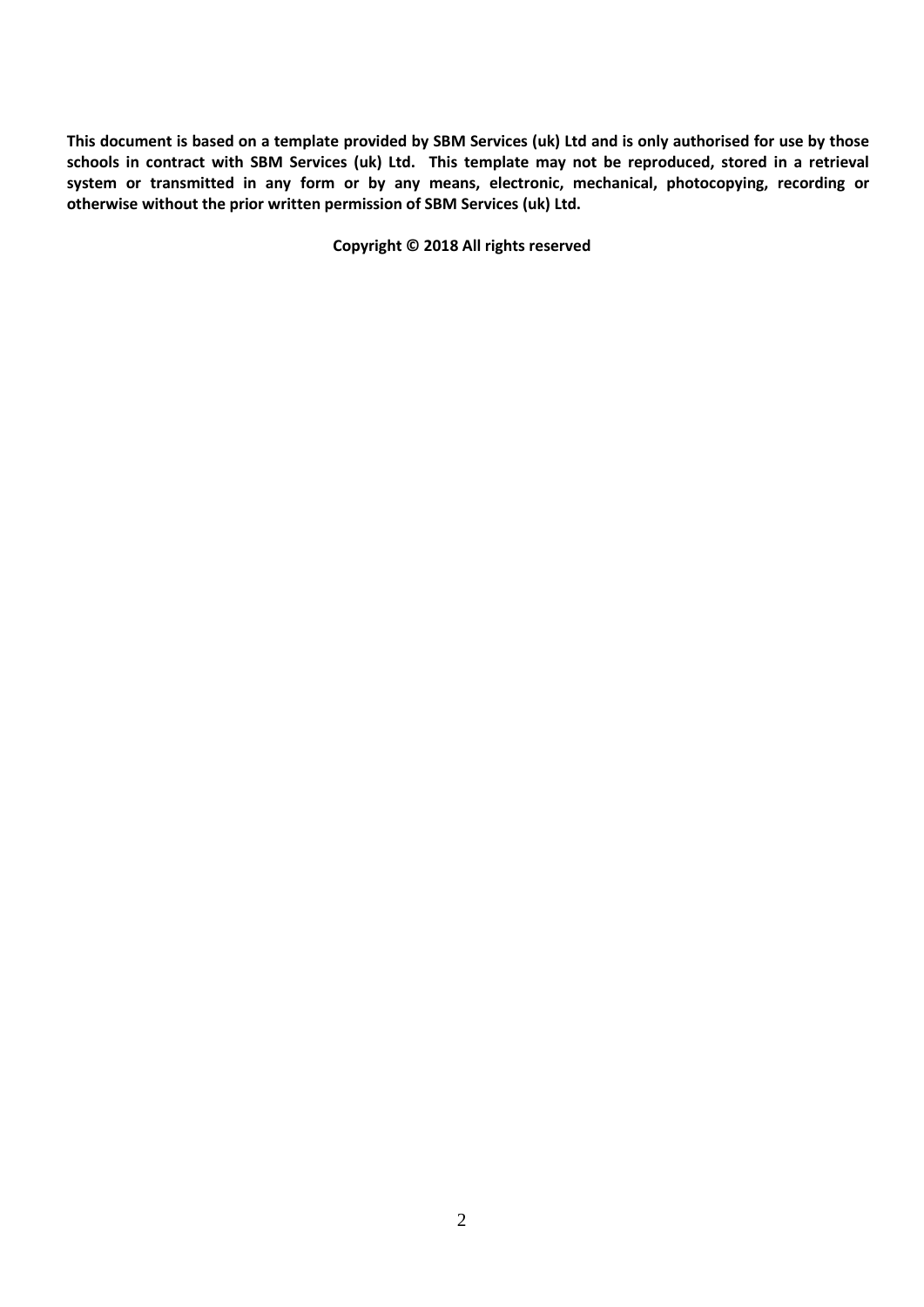**This document is based on a template provided by SBM Services (uk) Ltd and is only authorised for use by those schools in contract with SBM Services (uk) Ltd. This template may not be reproduced, stored in a retrieval system or transmitted in any form or by any means, electronic, mechanical, photocopying, recording or otherwise without the prior written permission of SBM Services (uk) Ltd.**

**Copyright © 2018 All rights reserved**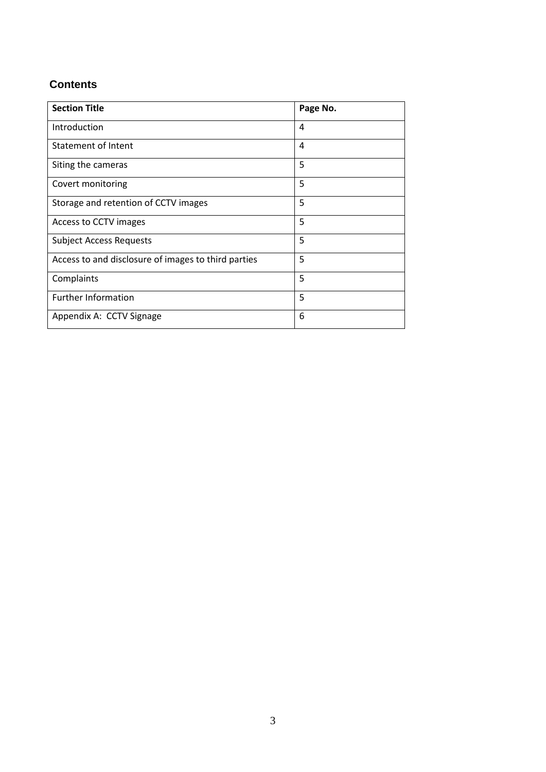## Contents

| Section Title | Page No. |
|---|---|
| Introduction | 4 |
| Statement of Intent | 4 |
| Siting the cameras | 5 |
| Covert monitoring | 5 |
| Storage and retention of CCTV images | 5 |
| Access to CCTV images | 5 |
| Subject Access Requests | 5 |
| Access to and disclosure of images to third parties | 5 |
| Complaints | 5 |
| Further Information | 5 |
| Appendix A:  CCTV Signage | 6 |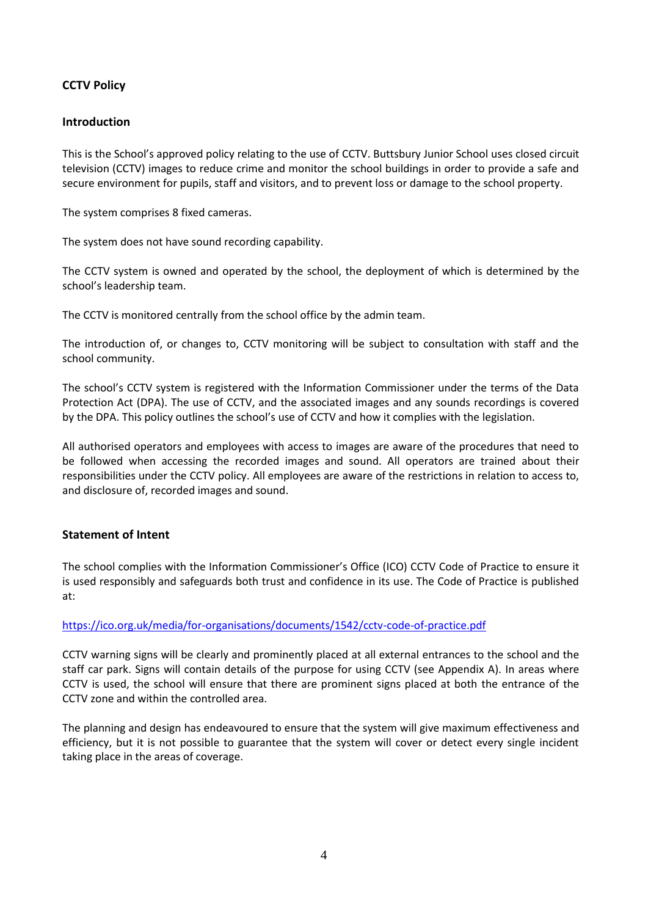## CCTV Policy

### Introduction

This is the School's approved policy relating to the use of CCTV. Buttsbury Junior School uses closed circuit television (CCTV) images to reduce crime and monitor the school buildings in order to provide a safe and secure environment for pupils, staff and visitors, and to prevent loss or damage to the school property.

The system comprises 8 fixed cameras.

The system does not have sound recording capability.

The CCTV system is owned and operated by the school, the deployment of which is determined by the school's leadership team.

The CCTV is monitored centrally from the school office by the admin team.

The introduction of, or changes to, CCTV monitoring will be subject to consultation with staff and the school community.

The school's CCTV system is registered with the Information Commissioner under the terms of the Data Protection Act (DPA). The use of CCTV, and the associated images and any sounds recordings is covered by the DPA. This policy outlines the school's use of CCTV and how it complies with the legislation.

All authorised operators and employees with access to images are aware of the procedures that need to be followed when accessing the recorded images and sound. All operators are trained about their responsibilities under the CCTV policy. All employees are aware of the restrictions in relation to access to, and disclosure of, recorded images and sound.

### Statement of Intent

The school complies with the Information Commissioner's Office (ICO) CCTV Code of Practice to ensure it is used responsibly and safeguards both trust and confidence in its use. The Code of Practice is published at:

https://ico.org.uk/media/for-organisations/documents/1542/cctv-code-of-practice.pdf

CCTV warning signs will be clearly and prominently placed at all external entrances to the school and the staff car park. Signs will contain details of the purpose for using CCTV (see Appendix A). In areas where CCTV is used, the school will ensure that there are prominent signs placed at both the entrance of the CCTV zone and within the controlled area.

The planning and design has endeavoured to ensure that the system will give maximum effectiveness and efficiency, but it is not possible to guarantee that the system will cover or detect every single incident taking place in the areas of coverage.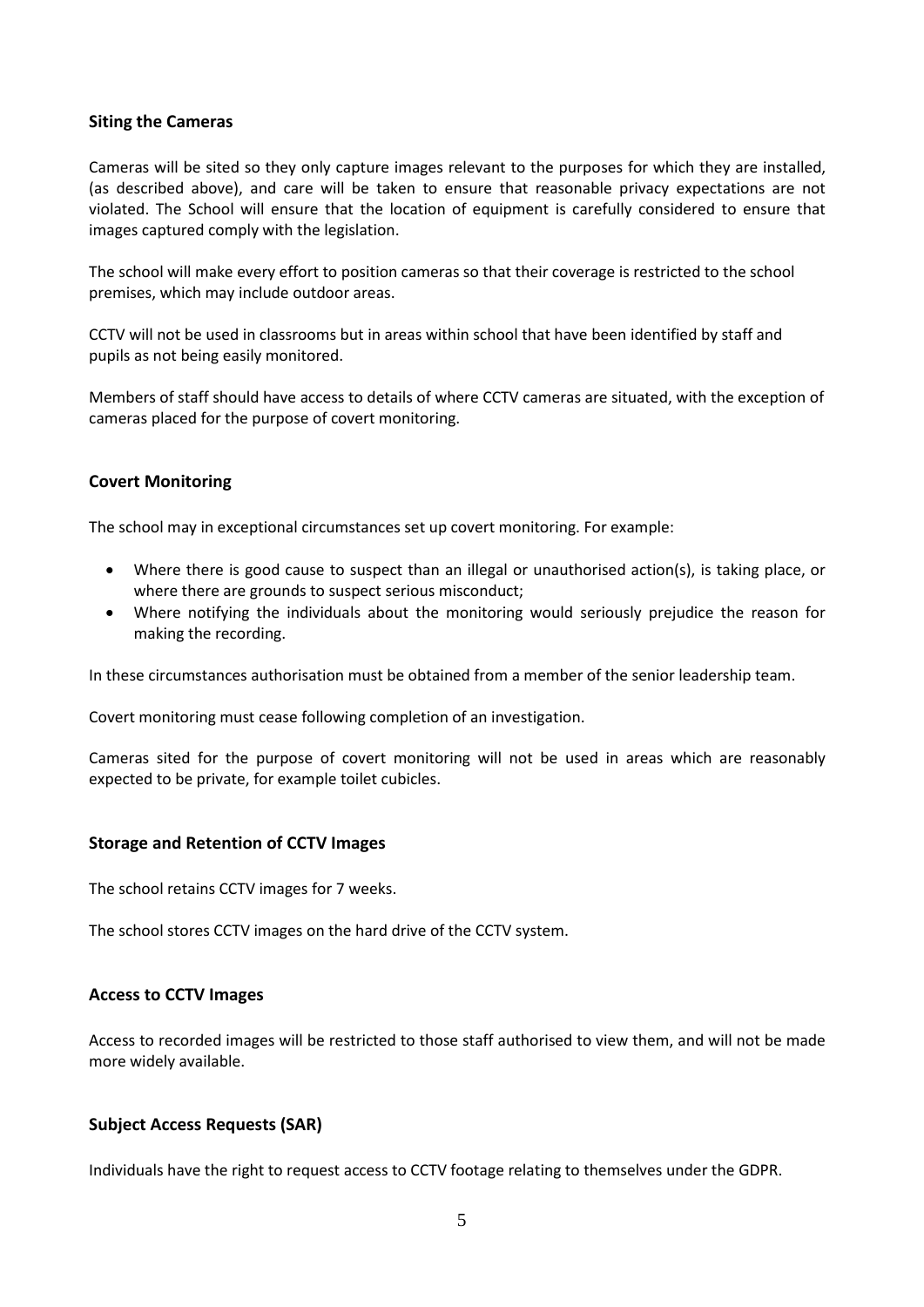## Siting the Cameras

Cameras will be sited so they only capture images relevant to the purposes for which they are installed, (as described above), and care will be taken to ensure that reasonable privacy expectations are not violated. The School will ensure that the location of equipment is carefully considered to ensure that images captured comply with the legislation.

The school will make every effort to position cameras so that their coverage is restricted to the school premises, which may include outdoor areas.

CCTV will not be used in classrooms but in areas within school that have been identified by staff and pupils as not being easily monitored.

Members of staff should have access to details of where CCTV cameras are situated, with the exception of cameras placed for the purpose of covert monitoring.

## Covert Monitoring

The school may in exceptional circumstances set up covert monitoring. For example:

- Where there is good cause to suspect than an illegal or unauthorised action(s), is taking place, or where there are grounds to suspect serious misconduct;
- Where notifying the individuals about the monitoring would seriously prejudice the reason for making the recording.

In these circumstances authorisation must be obtained from a member of the senior leadership team.

Covert monitoring must cease following completion of an investigation.

Cameras sited for the purpose of covert monitoring will not be used in areas which are reasonably expected to be private, for example toilet cubicles.

## Storage and Retention of CCTV Images

The school retains CCTV images for 7 weeks.

The school stores CCTV images on the hard drive of the CCTV system.

## Access to CCTV Images

Access to recorded images will be restricted to those staff authorised to view them, and will not be made more widely available.

## Subject Access Requests (SAR)

Individuals have the right to request access to CCTV footage relating to themselves under the GDPR.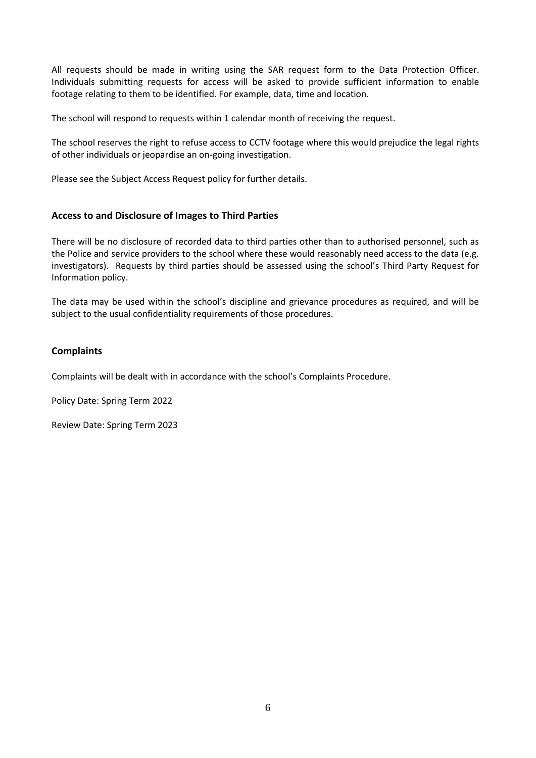All requests should be made in writing using the SAR request form to the Data Protection Officer. Individuals submitting requests for access will be asked to provide sufficient information to enable footage relating to them to be identified. For example, data, time and location.

The school will respond to requests within 1 calendar month of receiving the request.

The school reserves the right to refuse access to CCTV footage where this would prejudice the legal rights of other individuals or jeopardise an on-going investigation.

Please see the Subject Access Request policy for further details.

## Access to and Disclosure of Images to Third Parties

There will be no disclosure of recorded data to third parties other than to authorised personnel, such as the Police and service providers to the school where these would reasonably need access to the data (e.g. investigators). Requests by third parties should be assessed using the school's Third Party Request for Information policy.

The data may be used within the school's discipline and grievance procedures as required, and will be subject to the usual confidentiality requirements of those procedures.

## Complaints

Complaints will be dealt with in accordance with the school's Complaints Procedure.

Policy Date: Spring Term 2022

Review Date: Spring Term 2023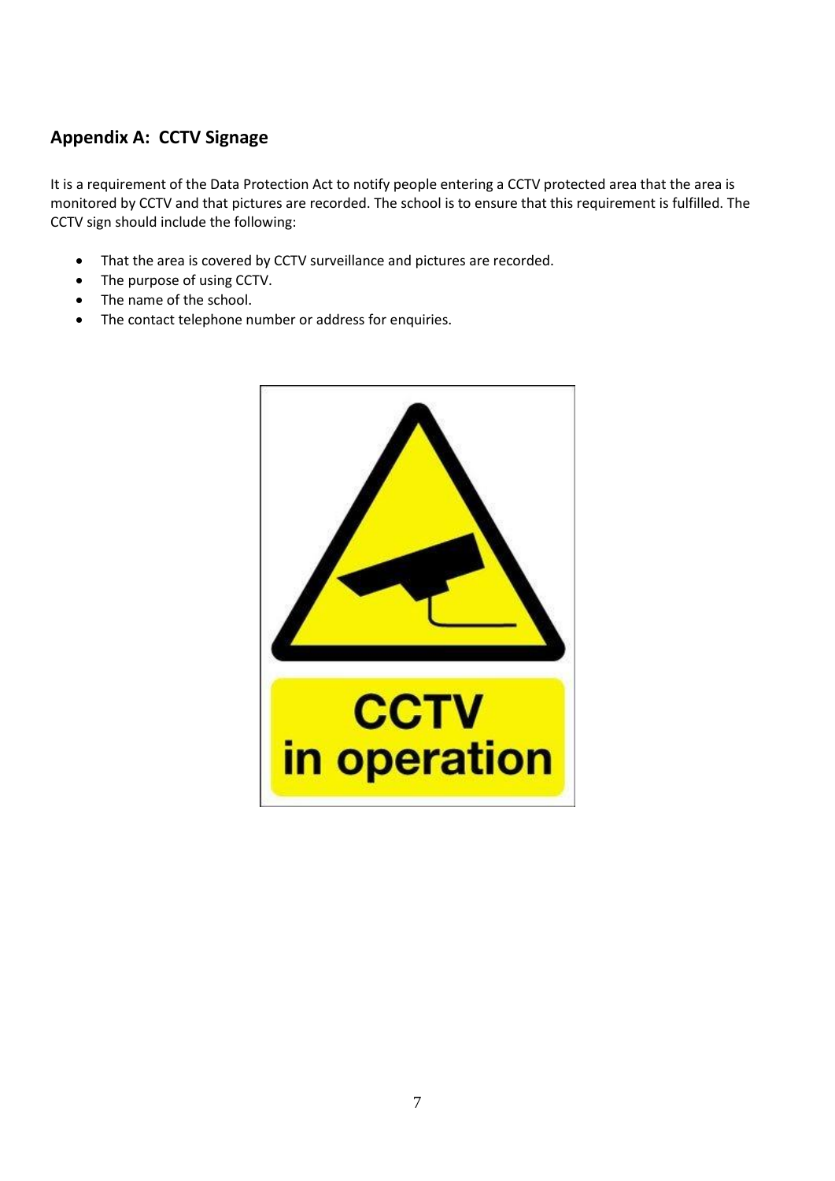## Appendix A: CCTV Signage

It is a requirement of the Data Protection Act to notify people entering a CCTV protected area that the area is monitored by CCTV and that pictures are recorded. The school is to ensure that this requirement is fulfilled. The CCTV sign should include the following:

- That the area is covered by CCTV surveillance and pictures are recorded.
- The purpose of using CCTV.
- The name of the school.
- The contact telephone number or address for enquiries.

CCTV
in operation